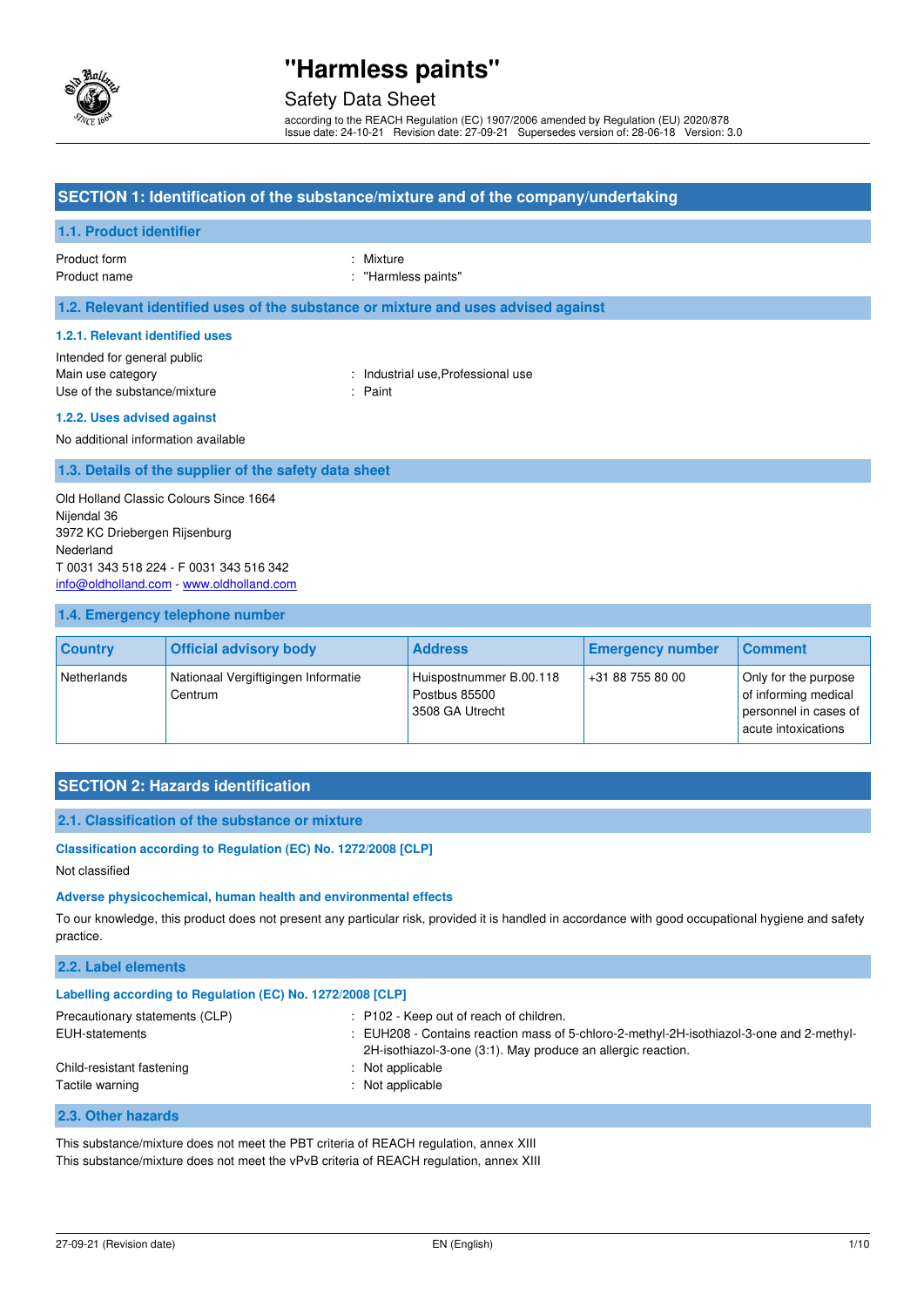# "Harmless paints"

Safety Data Sheet

according to the REACH Regulation (EC) 1907/2006 amended by Regulation (EU) 2020/878
Issue date: 24-10-21 Revision date: 27-09-21 Supersedes version of: 28-06-18 Version: 3.0

## SECTION 1: Identification of the substance/mixture and of the company/undertaking

### 1.1. Product identifier

Product form : Mixture
Product name : "Harmless paints"

### 1.2. Relevant identified uses of the substance or mixture and uses advised against

#### 1.2.1. Relevant identified uses

Intended for general public
Main use category : Industrial use,Professional use
Use of the substance/mixture : Paint

#### 1.2.2. Uses advised against

No additional information available

### 1.3. Details of the supplier of the safety data sheet

Old Holland Classic Colours Since 1664
Nijendal 36
3972 KC Driebergen Rijsenburg
Nederland
T 0031 343 518 224 - F 0031 343 516 342
info@oldholland.com - www.oldholland.com

### 1.4. Emergency telephone number

| Country | Official advisory body | Address | Emergency number | Comment |
|---|---|---|---|---|
| Netherlands | Nationaal Vergiftigingen Informatie Centrum | Huispostnummer B.00.118 Postbus 85500 3508 GA Utrecht | +31 88 755 80 00 | Only for the purpose of informing medical personnel in cases of acute intoxications |

## SECTION 2: Hazards identification

### 2.1. Classification of the substance or mixture

#### Classification according to Regulation (EC) No. 1272/2008 [CLP]

Not classified

#### Adverse physicochemical, human health and environmental effects

To our knowledge, this product does not present any particular risk, provided it is handled in accordance with good occupational hygiene and safety practice.

### 2.2. Label elements

#### Labelling according to Regulation (EC) No. 1272/2008 [CLP]

Precautionary statements (CLP) : P102 - Keep out of reach of children.
EUH-statements : EUH208 - Contains reaction mass of 5-chloro-2-methyl-2H-isothiazol-3-one and 2-methyl-2H-isothiazol-3-one (3:1). May produce an allergic reaction.
Child-resistant fastening : Not applicable
Tactile warning : Not applicable

### 2.3. Other hazards

This substance/mixture does not meet the PBT criteria of REACH regulation, annex XIII
This substance/mixture does not meet the vPvB criteria of REACH regulation, annex XIII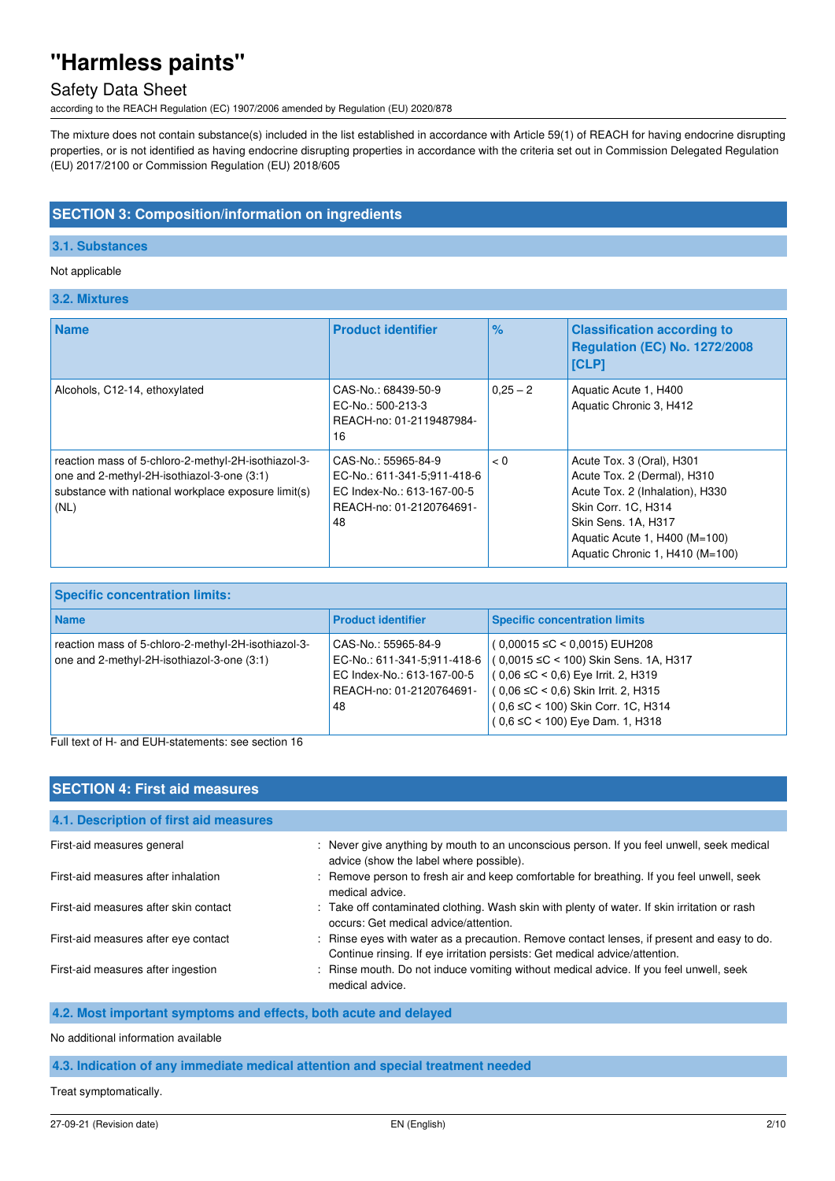The mixture does not contain substance(s) included in the list established in accordance with Article 59(1) of REACH for having endocrine disrupting properties, or is not identified as having endocrine disrupting properties in accordance with the criteria set out in Commission Delegated Regulation (EU) 2017/2100 or Commission Regulation (EU) 2018/605

## SECTION 3: Composition/information on ingredients

### 3.1. Substances

Not applicable

### 3.2. Mixtures

| Name | Product identifier | % | Classification according to Regulation (EC) No. 1272/2008 [CLP] |
|---|---|---|---|
| Alcohols, C12-14, ethoxylated | CAS-No.: 68439-50-9<br>EC-No.: 500-213-3<br>REACH-no: 01-2119487984-16 | 0,25 – 2 | Aquatic Acute 1, H400<br>Aquatic Chronic 3, H412 |
| reaction mass of 5-chloro-2-methyl-2H-isothiazol-3-one and 2-methyl-2H-isothiazol-3-one (3:1)<br>substance with national workplace exposure limit(s) (NL) | CAS-No.: 55965-84-9<br>EC-No.: 611-341-5;911-418-6<br>EC Index-No.: 613-167-00-5<br>REACH-no: 01-2120764691-48 | < 0 | Acute Tox. 3 (Oral), H301<br>Acute Tox. 2 (Dermal), H310<br>Acute Tox. 2 (Inhalation), H330<br>Skin Corr. 1C, H314<br>Skin Sens. 1A, H317<br>Aquatic Acute 1, H400 (M=100)<br>Aquatic Chronic 1, H410 (M=100) |

| Specific concentration limits: | | |
|---|---|---|
| **Name** | **Product identifier** | **Specific concentration limits** |
| reaction mass of 5-chloro-2-methyl-2H-isothiazol-3-one and 2-methyl-2H-isothiazol-3-one (3:1) | CAS-No.: 55965-84-9<br>EC-No.: 611-341-5;911-418-6<br>EC Index-No.: 613-167-00-5<br>REACH-no: 01-2120764691-48 | ( 0,00015 ≤C < 0,0015) EUH208<br>( 0,0015 ≤C < 100) Skin Sens. 1A, H317<br>( 0,06 ≤C < 0,6) Eye Irrit. 2, H319<br>( 0,06 ≤C < 0,6) Skin Irrit. 2, H315<br>( 0,6 ≤C < 100) Skin Corr. 1C, H314<br>( 0,6 ≤C < 100) Eye Dam. 1, H318 |

Full text of H- and EUH-statements: see section 16

## SECTION 4: First aid measures

### 4.1. Description of first aid measures

First-aid measures general : Never give anything by mouth to an unconscious person. If you feel unwell, seek medical advice (show the label where possible).

First-aid measures after inhalation : Remove person to fresh air and keep comfortable for breathing. If you feel unwell, seek medical advice.

First-aid measures after skin contact : Take off contaminated clothing. Wash skin with plenty of water. If skin irritation or rash occurs: Get medical advice/attention.

First-aid measures after eye contact : Rinse eyes with water as a precaution. Remove contact lenses, if present and easy to do. Continue rinsing. If eye irritation persists: Get medical advice/attention.

First-aid measures after ingestion : Rinse mouth. Do not induce vomiting without medical advice. If you feel unwell, seek medical advice.

### 4.2. Most important symptoms and effects, both acute and delayed

No additional information available

### 4.3. Indication of any immediate medical attention and special treatment needed

Treat symptomatically.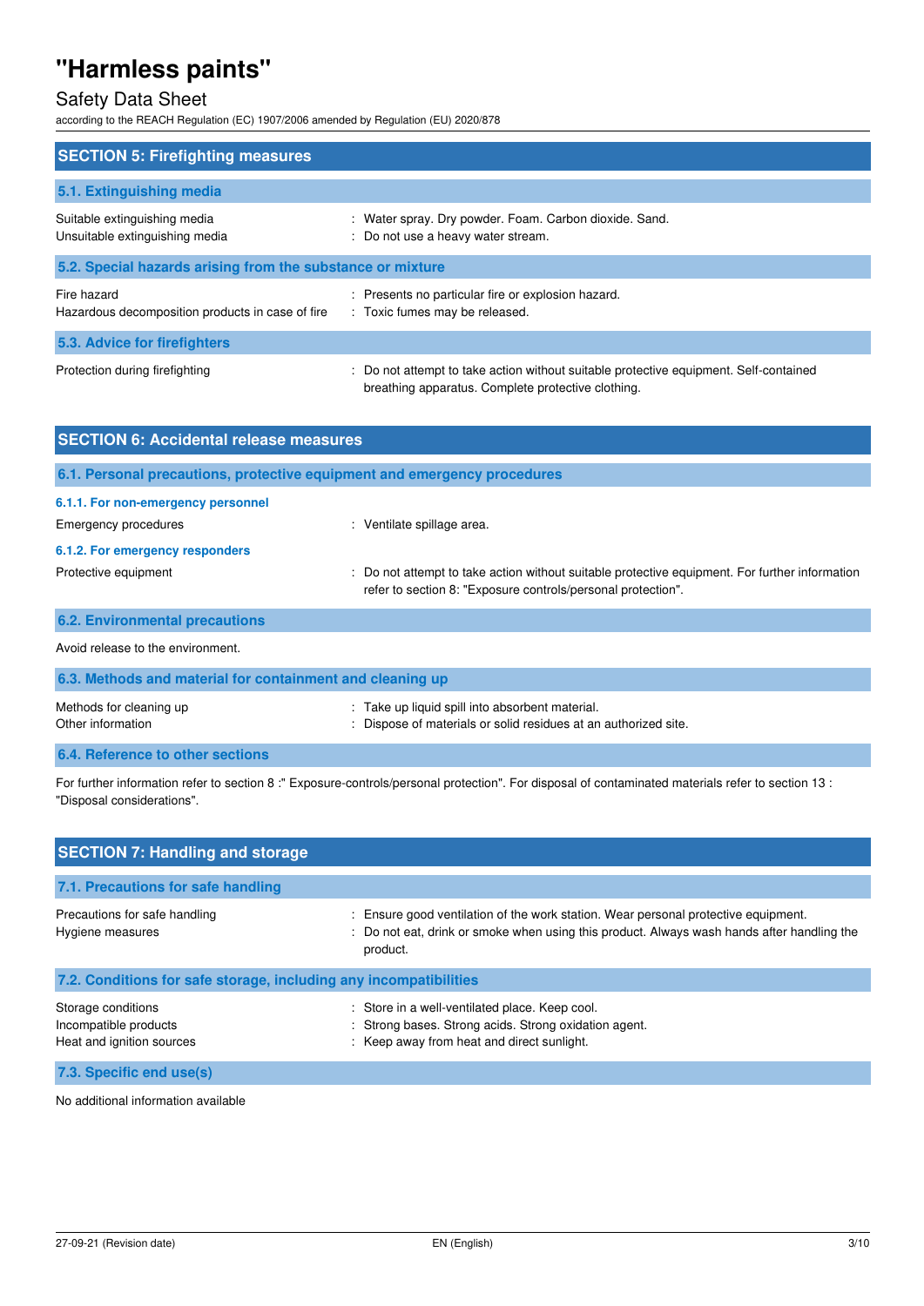## SECTION 5: Firefighting measures

### 5.1. Extinguishing media

| | |
|---|---|
| Suitable extinguishing media | : Water spray. Dry powder. Foam. Carbon dioxide. Sand. |
| Unsuitable extinguishing media | : Do not use a heavy water stream. |

### 5.2. Special hazards arising from the substance or mixture

| | |
|---|---|
| Fire hazard | : Presents no particular fire or explosion hazard. |
| Hazardous decomposition products in case of fire | : Toxic fumes may be released. |

### 5.3. Advice for firefighters

| | |
|---|---|
| Protection during firefighting | : Do not attempt to take action without suitable protective equipment. Self-contained breathing apparatus. Complete protective clothing. |

## SECTION 6: Accidental release measures

### 6.1. Personal precautions, protective equipment and emergency procedures

#### 6.1.1. For non-emergency personnel

| | |
|---|---|
| Emergency procedures | : Ventilate spillage area. |

#### 6.1.2. For emergency responders

| | |
|---|---|
| Protective equipment | : Do not attempt to take action without suitable protective equipment. For further information refer to section 8: "Exposure controls/personal protection". |

### 6.2. Environmental precautions

Avoid release to the environment.

### 6.3. Methods and material for containment and cleaning up

| | |
|---|---|
| Methods for cleaning up | : Take up liquid spill into absorbent material. |
| Other information | : Dispose of materials or solid residues at an authorized site. |

### 6.4. Reference to other sections

For further information refer to section 8 :" Exposure-controls/personal protection". For disposal of contaminated materials refer to section 13 : "Disposal considerations".

## SECTION 7: Handling and storage

### 7.1. Precautions for safe handling

| | |
|---|---|
| Precautions for safe handling | : Ensure good ventilation of the work station. Wear personal protective equipment. |
| Hygiene measures | : Do not eat, drink or smoke when using this product. Always wash hands after handling the product. |

### 7.2. Conditions for safe storage, including any incompatibilities

| | |
|---|---|
| Storage conditions | : Store in a well-ventilated place. Keep cool. |
| Incompatible products | : Strong bases. Strong acids. Strong oxidation agent. |
| Heat and ignition sources | : Keep away from heat and direct sunlight. |

### 7.3. Specific end use(s)

No additional information available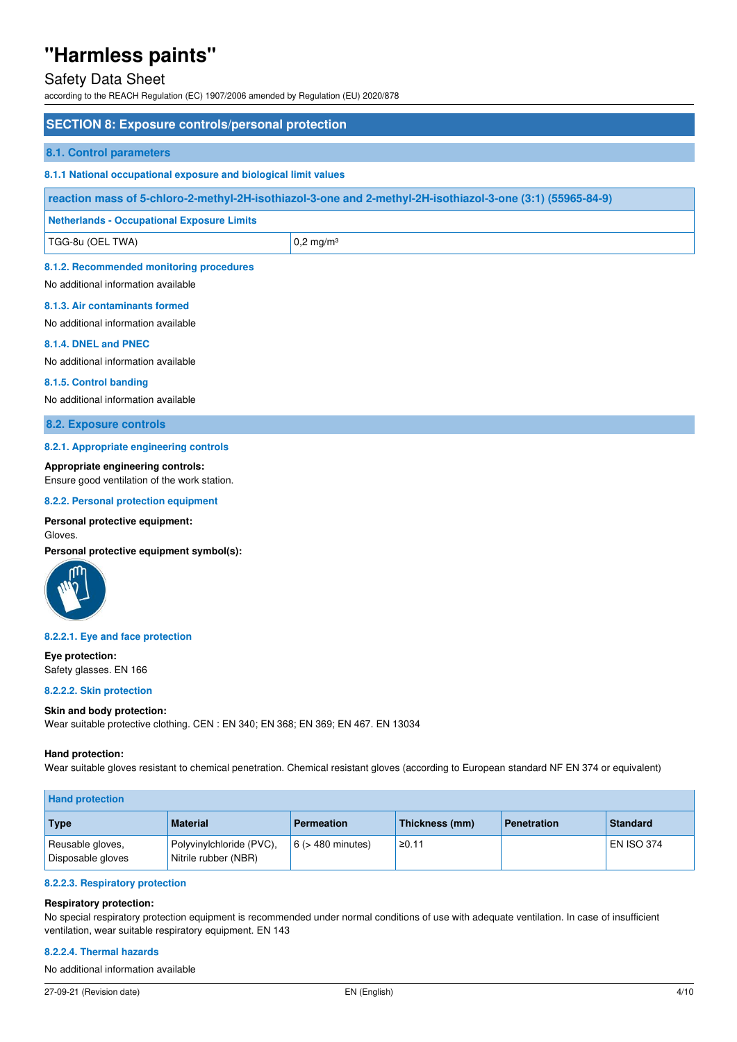## SECTION 8: Exposure controls/personal protection

### 8.1. Control parameters

#### 8.1.1 National occupational exposure and biological limit values

| reaction mass of 5-chloro-2-methyl-2H-isothiazol-3-one and 2-methyl-2H-isothiazol-3-one (3:1) (55965-84-9) | |
|---|---|
| **Netherlands - Occupational Exposure Limits** | |
| TGG-8u (OEL TWA) | 0,2 mg/m³ |

#### 8.1.2. Recommended monitoring procedures

No additional information available

#### 8.1.3. Air contaminants formed

No additional information available

#### 8.1.4. DNEL and PNEC

No additional information available

#### 8.1.5. Control banding

No additional information available

### 8.2. Exposure controls

#### 8.2.1. Appropriate engineering controls

**Appropriate engineering controls:**
Ensure good ventilation of the work station.

#### 8.2.2. Personal protection equipment

**Personal protective equipment:**
Gloves.

**Personal protective equipment symbol(s):**

#### 8.2.2.1. Eye and face protection

**Eye protection:**
Safety glasses. EN 166

#### 8.2.2.2. Skin protection

**Skin and body protection:**
Wear suitable protective clothing. CEN : EN 340; EN 368; EN 369; EN 467. EN 13034

**Hand protection:**
Wear suitable gloves resistant to chemical penetration. Chemical resistant gloves (according to European standard NF EN 374 or equivalent)

| Hand protection | | | | | |
|---|---|---|---|---|---|
| **Type** | **Material** | **Permeation** | **Thickness (mm)** | **Penetration** | **Standard** |
| Reusable gloves, Disposable gloves | Polyvinylchloride (PVC), Nitrile rubber (NBR) | 6 (> 480 minutes) | ≥0.11 | | EN ISO 374 |

#### 8.2.2.3. Respiratory protection

**Respiratory protection:**
No special respiratory protection equipment is recommended under normal conditions of use with adequate ventilation. In case of insufficient ventilation, wear suitable respiratory equipment. EN 143

#### 8.2.2.4. Thermal hazards

No additional information available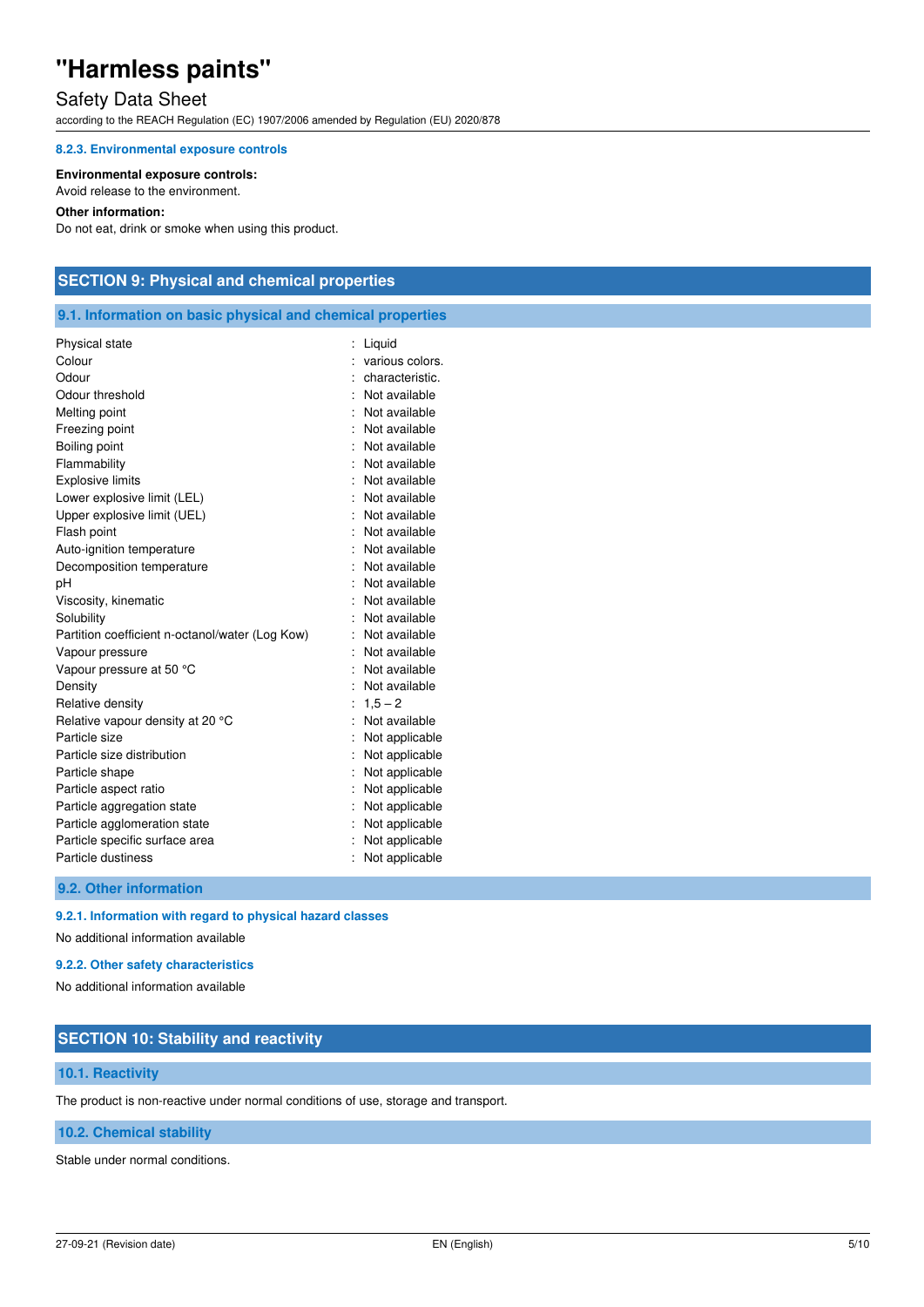#### 8.2.3. Environmental exposure controls

**Environmental exposure controls:**
Avoid release to the environment.

**Other information:**
Do not eat, drink or smoke when using this product.

## SECTION 9: Physical and chemical properties

### 9.1. Information on basic physical and chemical properties

| Property | Value |
|---|---|
| Physical state | Liquid |
| Colour | various colors. |
| Odour | characteristic. |
| Odour threshold | Not available |
| Melting point | Not available |
| Freezing point | Not available |
| Boiling point | Not available |
| Flammability | Not available |
| Explosive limits | Not available |
| Lower explosive limit (LEL) | Not available |
| Upper explosive limit (UEL) | Not available |
| Flash point | Not available |
| Auto-ignition temperature | Not available |
| Decomposition temperature | Not available |
| pH | Not available |
| Viscosity, kinematic | Not available |
| Solubility | Not available |
| Partition coefficient n-octanol/water (Log Kow) | Not available |
| Vapour pressure | Not available |
| Vapour pressure at 50 °C | Not available |
| Density | Not available |
| Relative density | 1,5 – 2 |
| Relative vapour density at 20 °C | Not available |
| Particle size | Not applicable |
| Particle size distribution | Not applicable |
| Particle shape | Not applicable |
| Particle aspect ratio | Not applicable |
| Particle aggregation state | Not applicable |
| Particle agglomeration state | Not applicable |
| Particle specific surface area | Not applicable |
| Particle dustiness | Not applicable |

### 9.2. Other information

#### 9.2.1. Information with regard to physical hazard classes

No additional information available

#### 9.2.2. Other safety characteristics

No additional information available

## SECTION 10: Stability and reactivity

### 10.1. Reactivity

The product is non-reactive under normal conditions of use, storage and transport.

### 10.2. Chemical stability

Stable under normal conditions.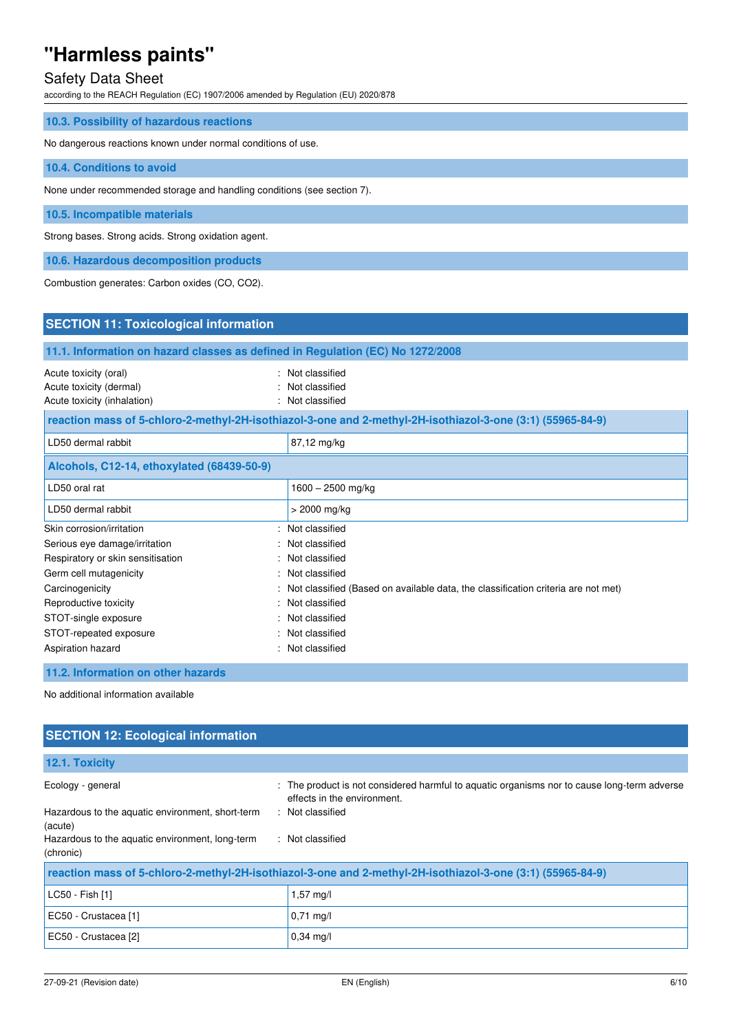### 10.3. Possibility of hazardous reactions

No dangerous reactions known under normal conditions of use.

### 10.4. Conditions to avoid

None under recommended storage and handling conditions (see section 7).

### 10.5. Incompatible materials

Strong bases. Strong acids. Strong oxidation agent.

### 10.6. Hazardous decomposition products

Combustion generates: Carbon oxides (CO, $CO_2$).

## SECTION 11: Toxicological information

### 11.1. Information on hazard classes as defined in Regulation (EC) No 1272/2008

| | |
|---|---|
| Acute toxicity (oral) | : Not classified |
| Acute toxicity (dermal) | : Not classified |
| Acute toxicity (inhalation) | : Not classified |

| reaction mass of 5-chloro-2-methyl-2H-isothiazol-3-one and 2-methyl-2H-isothiazol-3-one (3:1) (55965-84-9) | |
|---|---|
| LD50 dermal rabbit | 87,12 mg/kg |

| Alcohols, C12-14, ethoxylated (68439-50-9) | |
|---|---|
| LD50 oral rat | 1600 – 2500 mg/kg |
| LD50 dermal rabbit | > 2000 mg/kg |

| | |
|---|---|
| Skin corrosion/irritation | : Not classified |
| Serious eye damage/irritation | : Not classified |
| Respiratory or skin sensitisation | : Not classified |
| Germ cell mutagenicity | : Not classified |
| Carcinogenicity | : Not classified (Based on available data, the classification criteria are not met) |
| Reproductive toxicity | : Not classified |
| STOT-single exposure | : Not classified |
| STOT-repeated exposure | : Not classified |
| Aspiration hazard | : Not classified |

### 11.2. Information on other hazards

No additional information available

## SECTION 12: Ecological information

### 12.1. Toxicity

| | |
|---|---|
| Ecology - general | : The product is not considered harmful to aquatic organisms nor to cause long-term adverse effects in the environment. |
| Hazardous to the aquatic environment, short-term (acute) | : Not classified |
| Hazardous to the aquatic environment, long-term (chronic) | : Not classified |

| reaction mass of 5-chloro-2-methyl-2H-isothiazol-3-one and 2-methyl-2H-isothiazol-3-one (3:1) (55965-84-9) | |
|---|---|
| LC50 - Fish [1] | 1,57 mg/l |
| EC50 - Crustacea [1] | 0,71 mg/l |
| EC50 - Crustacea [2] | 0,34 mg/l |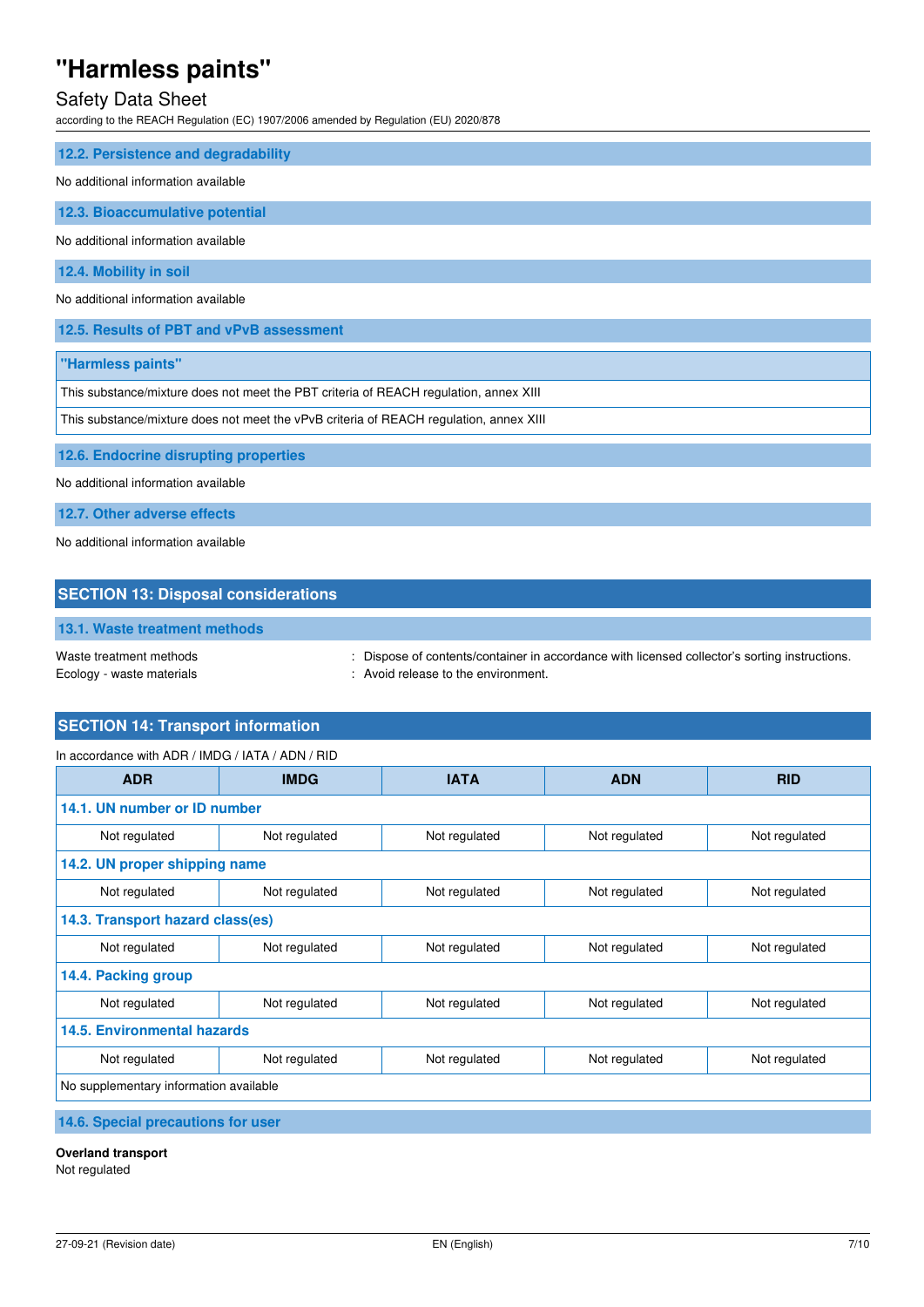### 12.2. Persistence and degradability

No additional information available

### 12.3. Bioaccumulative potential

No additional information available

### 12.4. Mobility in soil

No additional information available

### 12.5. Results of PBT and vPvB assessment

| "Harmless paints" |
| --- |
| This substance/mixture does not meet the PBT criteria of REACH regulation, annex XIII |
| This substance/mixture does not meet the vPvB criteria of REACH regulation, annex XIII |

### 12.6. Endocrine disrupting properties

No additional information available

### 12.7. Other adverse effects

No additional information available

## SECTION 13: Disposal considerations

### 13.1. Waste treatment methods

Waste treatment methods : Dispose of contents/container in accordance with licensed collector's sorting instructions.

Ecology - waste materials : Avoid release to the environment.

## SECTION 14: Transport information

In accordance with ADR / IMDG / IATA / ADN / RID

| ADR | IMDG | IATA | ADN | RID |
| --- | --- | --- | --- | --- |
| **14.1. UN number or ID number** | | | | |
| Not regulated | Not regulated | Not regulated | Not regulated | Not regulated |
| **14.2. UN proper shipping name** | | | | |
| Not regulated | Not regulated | Not regulated | Not regulated | Not regulated |
| **14.3. Transport hazard class(es)** | | | | |
| Not regulated | Not regulated | Not regulated | Not regulated | Not regulated |
| **14.4. Packing group** | | | | |
| Not regulated | Not regulated | Not regulated | Not regulated | Not regulated |
| **14.5. Environmental hazards** | | | | |
| Not regulated | Not regulated | Not regulated | Not regulated | Not regulated |
| No supplementary information available | | | | |

### 14.6. Special precautions for user

**Overland transport**

Not regulated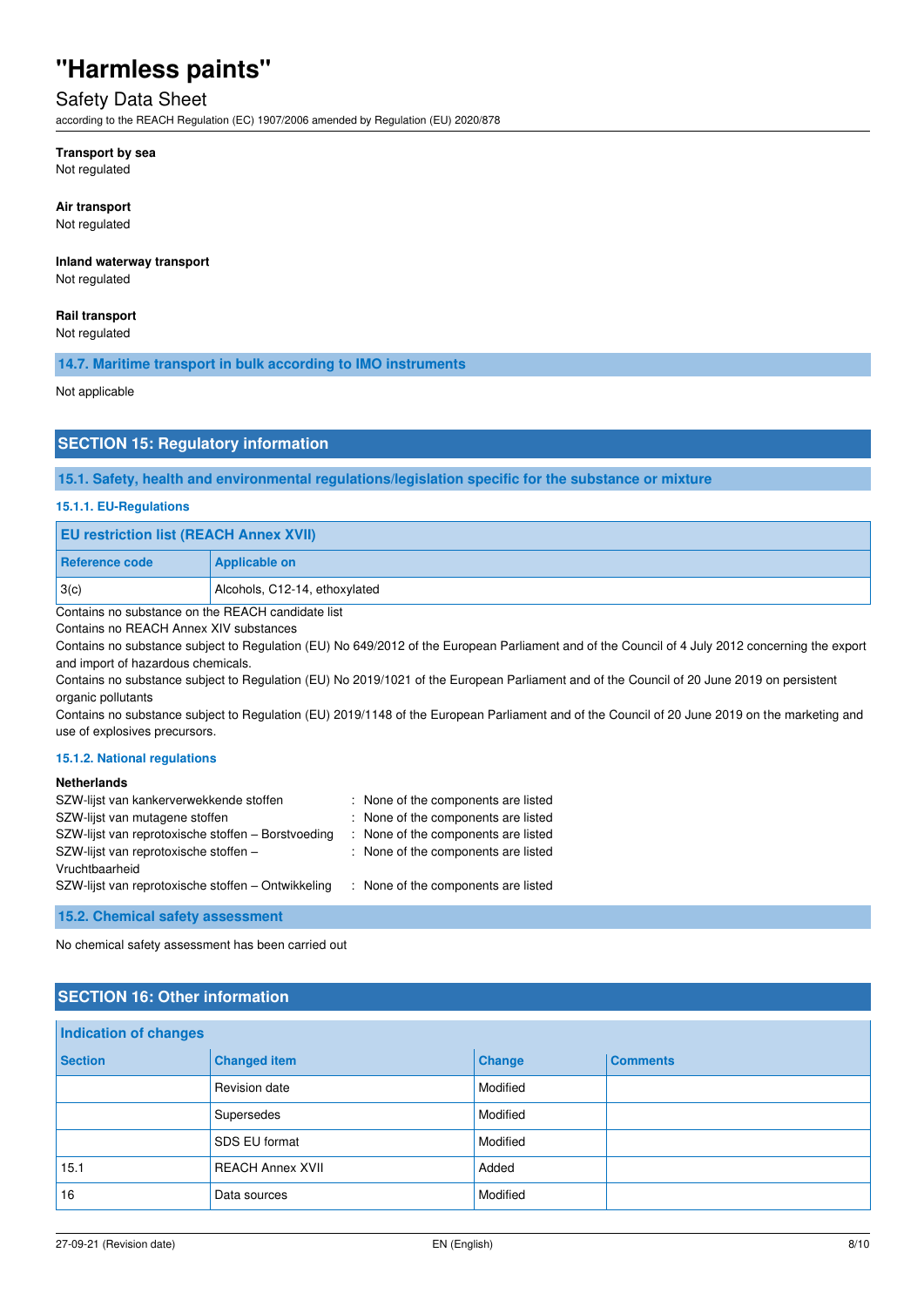**Transport by sea**

Not regulated

**Air transport**

Not regulated

**Inland waterway transport**

Not regulated

**Rail transport**

Not regulated

### 14.7. Maritime transport in bulk according to IMO instruments

Not applicable

## SECTION 15: Regulatory information

### 15.1. Safety, health and environmental regulations/legislation specific for the substance or mixture

#### 15.1.1. EU-Regulations

| EU restriction list (REACH Annex XVII) | |
|---|---|
| **Reference code** | **Applicable on** |
| 3(c) | Alcohols, C12-14, ethoxylated |

Contains no substance on the REACH candidate list

Contains no REACH Annex XIV substances

Contains no substance subject to Regulation (EU) No 649/2012 of the European Parliament and of the Council of 4 July 2012 concerning the export and import of hazardous chemicals.

Contains no substance subject to Regulation (EU) No 2019/1021 of the European Parliament and of the Council of 20 June 2019 on persistent organic pollutants

Contains no substance subject to Regulation (EU) 2019/1148 of the European Parliament and of the Council of 20 June 2019 on the marketing and use of explosives precursors.

#### 15.1.2. National regulations

**Netherlands**

| | |
|---|---|
| SZW-lijst van kankerverwekkende stoffen | : None of the components are listed |
| SZW-lijst van mutagene stoffen | : None of the components are listed |
| SZW-lijst van reprotoxische stoffen – Borstvoeding | : None of the components are listed |
| SZW-lijst van reprotoxische stoffen – Vruchtbaarheid | : None of the components are listed |
| SZW-lijst van reprotoxische stoffen – Ontwikkeling | : None of the components are listed |

### 15.2. Chemical safety assessment

No chemical safety assessment has been carried out

## SECTION 16: Other information

| Indication of changes | | | |
|---|---|---|---|
| **Section** | **Changed item** | **Change** | **Comments** |
| | Revision date | Modified | |
| | Supersedes | Modified | |
| | SDS EU format | Modified | |
| 15.1 | REACH Annex XVII | Added | |
| 16 | Data sources | Modified | |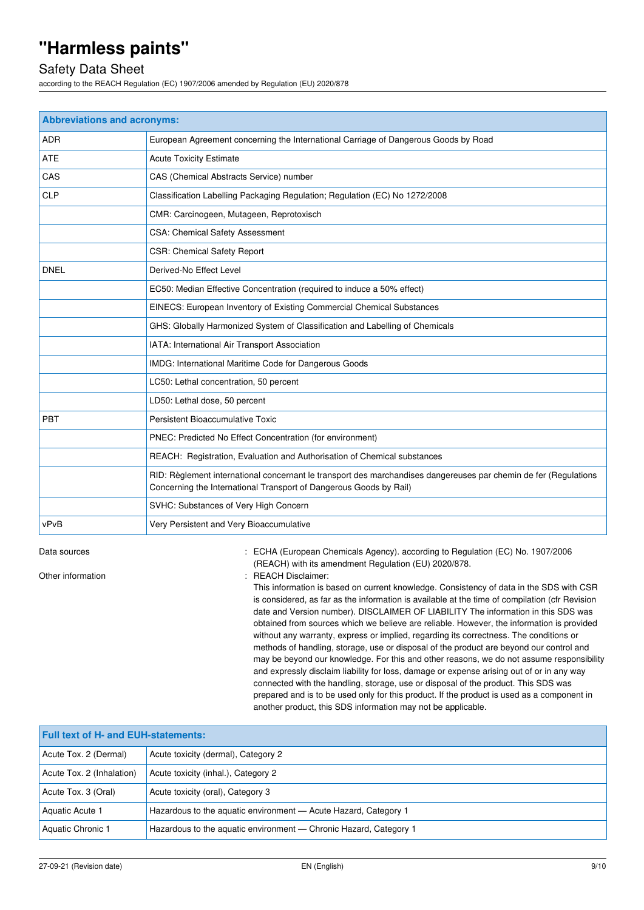| Abbreviations and acronyms: | |
|---|---|
| ADR | European Agreement concerning the International Carriage of Dangerous Goods by Road |
| ATE | Acute Toxicity Estimate |
| CAS | CAS (Chemical Abstracts Service) number |
| CLP | Classification Labelling Packaging Regulation; Regulation (EC) No 1272/2008 |
| | CMR: Carcinogeen, Mutageen, Reprotoxisch |
| | CSA: Chemical Safety Assessment |
| | CSR: Chemical Safety Report |
| DNEL | Derived-No Effect Level |
| | EC50: Median Effective Concentration (required to induce a 50% effect) |
| | EINECS: European Inventory of Existing Commercial Chemical Substances |
| | GHS: Globally Harmonized System of Classification and Labelling of Chemicals |
| | IATA: International Air Transport Association |
| | IMDG: International Maritime Code for Dangerous Goods |
| | LC50: Lethal concentration, 50 percent |
| | LD50: Lethal dose, 50 percent |
| PBT | Persistent Bioaccumulative Toxic |
| | PNEC: Predicted No Effect Concentration (for environment) |
| | REACH: Registration, Evaluation and Authorisation of Chemical substances |
| | RID: Règlement international concernant le transport des marchandises dangereuses par chemin de fer (Regulations Concerning the International Transport of Dangerous Goods by Rail) |
| | SVHC: Substances of Very High Concern |
| vPvB | Very Persistent and Very Bioaccumulative |

Data sources : ECHA (European Chemicals Agency). according to Regulation (EC) No. 1907/2006 (REACH) with its amendment Regulation (EU) 2020/878.

Other information : REACH Disclaimer:
This information is based on current knowledge. Consistency of data in the SDS with CSR is considered, as far as the information is available at the time of compilation (cfr Revision date and Version number). DISCLAIMER OF LIABILITY The information in this SDS was obtained from sources which we believe are reliable. However, the information is provided without any warranty, express or implied, regarding its correctness. The conditions or methods of handling, storage, use or disposal of the product are beyond our control and may be beyond our knowledge. For this and other reasons, we do not assume responsibility and expressly disclaim liability for loss, damage or expense arising out of or in any way connected with the handling, storage, use or disposal of the product. This SDS was prepared and is to be used only for this product. If the product is used as a component in another product, this SDS information may not be applicable.

| Full text of H- and EUH-statements: | |
|---|---|
| Acute Tox. 2 (Dermal) | Acute toxicity (dermal), Category 2 |
| Acute Tox. 2 (Inhalation) | Acute toxicity (inhal.), Category 2 |
| Acute Tox. 3 (Oral) | Acute toxicity (oral), Category 3 |
| Aquatic Acute 1 | Hazardous to the aquatic environment — Acute Hazard, Category 1 |
| Aquatic Chronic 1 | Hazardous to the aquatic environment — Chronic Hazard, Category 1 |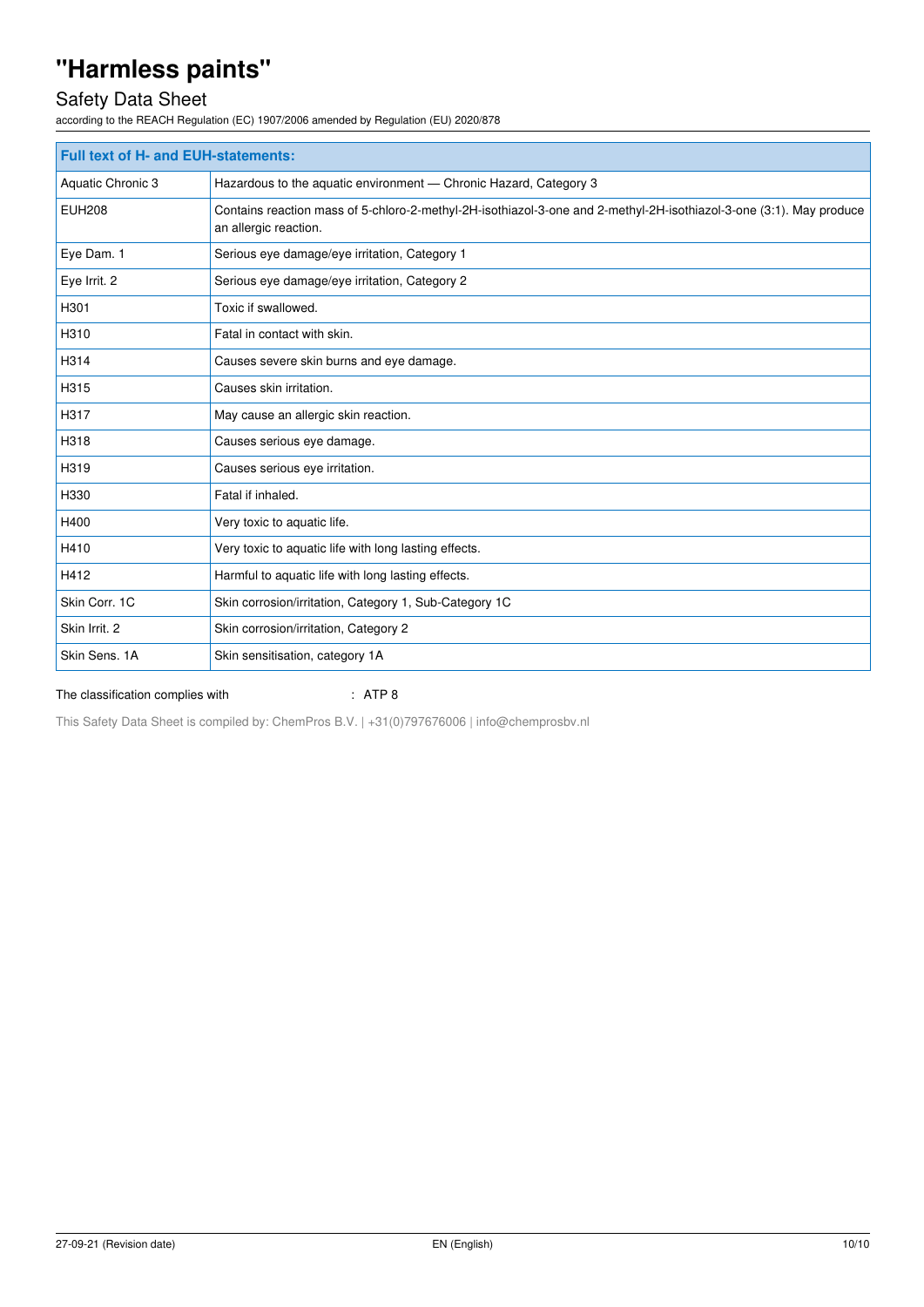| Full text of H- and EUH-statements: | |
|---|---|
| Aquatic Chronic 3 | Hazardous to the aquatic environment — Chronic Hazard, Category 3 |
| EUH208 | Contains reaction mass of 5-chloro-2-methyl-2H-isothiazol-3-one and 2-methyl-2H-isothiazol-3-one (3:1). May produce an allergic reaction. |
| Eye Dam. 1 | Serious eye damage/eye irritation, Category 1 |
| Eye Irrit. 2 | Serious eye damage/eye irritation, Category 2 |
| H301 | Toxic if swallowed. |
| H310 | Fatal in contact with skin. |
| H314 | Causes severe skin burns and eye damage. |
| H315 | Causes skin irritation. |
| H317 | May cause an allergic skin reaction. |
| H318 | Causes serious eye damage. |
| H319 | Causes serious eye irritation. |
| H330 | Fatal if inhaled. |
| H400 | Very toxic to aquatic life. |
| H410 | Very toxic to aquatic life with long lasting effects. |
| H412 | Harmful to aquatic life with long lasting effects. |
| Skin Corr. 1C | Skin corrosion/irritation, Category 1, Sub-Category 1C |
| Skin Irrit. 2 | Skin corrosion/irritation, Category 2 |
| Skin Sens. 1A | Skin sensitisation, category 1A |

The classification complies with : ATP 8

This Safety Data Sheet is compiled by: ChemPros B.V. | +31(0)797676006 | info@chemprosbv.nl